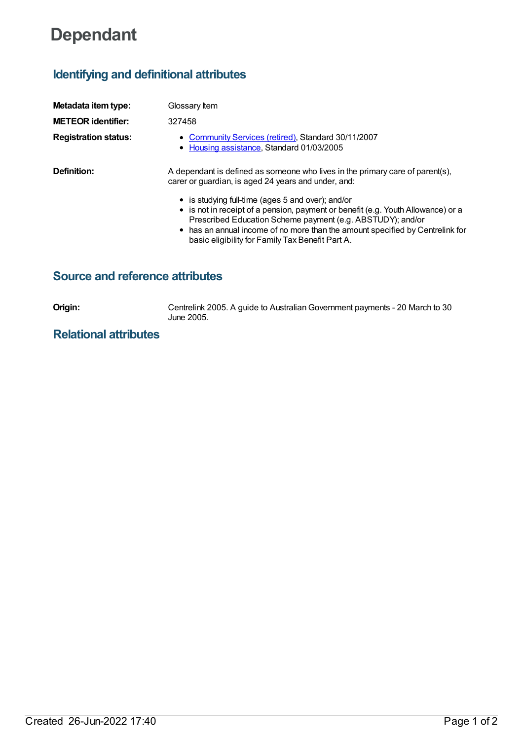# Dependant

## Identifying and definitional attributes

**Metadata item type:** Glossary Item

**METEOR identifier:** 327458

**Registration status:**

- Community Services (retired), Standard 30/11/2007
- Housing assistance, Standard 01/03/2005

**Definition:** A dependant is defined as someone who lives in the primary care of parent(s), carer or guardian, is aged 24 years and under, and:

- is studying full-time (ages 5 and over); and/or
- is not in receipt of a pension, payment or benefit (e.g. Youth Allowance) or a Prescribed Education Scheme payment (e.g. ABSTUDY); and/or
- has an annual income of no more than the amount specified by Centrelink for basic eligibility for Family Tax Benefit Part A.

## Source and reference attributes

**Origin:** Centrelink 2005. A guide to Australian Government payments - 20 March to 30 June 2005.

## Relational attributes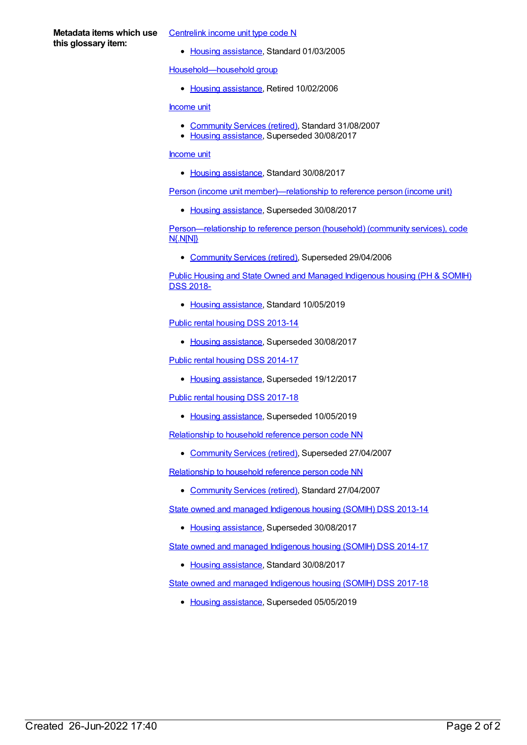**Metadata items which use this glossary item:**

Centrelink income unit type code N

- Housing assistance, Standard 01/03/2005

Household—household group

- Housing assistance, Retired 10/02/2006

Income unit

- Community Services (retired), Standard 31/08/2007
- Housing assistance, Superseded 30/08/2017

Income unit

- Housing assistance, Standard 30/08/2017

Person (income unit member)—relationship to reference person (income unit)

- Housing assistance, Superseded 30/08/2017

Person—relationship to reference person (household) (community services), code N{.N[N]}

- Community Services (retired), Superseded 29/04/2006

Public Housing and State Owned and Managed Indigenous housing (PH & SOMIH) DSS 2018-

- Housing assistance, Standard 10/05/2019

Public rental housing DSS 2013-14

- Housing assistance, Superseded 30/08/2017

Public rental housing DSS 2014-17

- Housing assistance, Superseded 19/12/2017

Public rental housing DSS 2017-18

- Housing assistance, Superseded 10/05/2019

Relationship to household reference person code NN

- Community Services (retired), Superseded 27/04/2007

Relationship to household reference person code NN

- Community Services (retired), Standard 27/04/2007

State owned and managed Indigenous housing (SOMIH) DSS 2013-14

- Housing assistance, Superseded 30/08/2017

State owned and managed Indigenous housing (SOMIH) DSS 2014-17

- Housing assistance, Standard 30/08/2017

State owned and managed Indigenous housing (SOMIH) DSS 2017-18

- Housing assistance, Superseded 05/05/2019